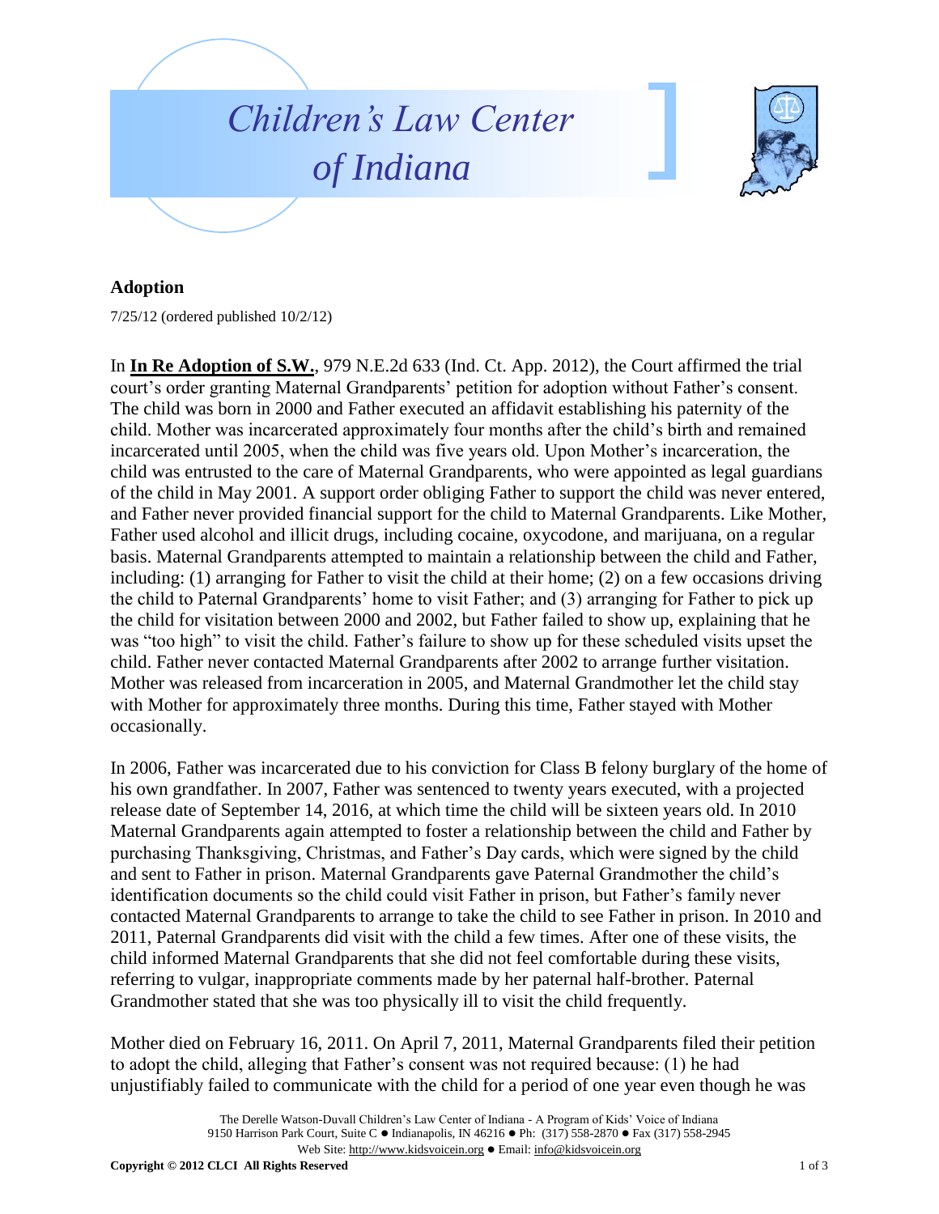# Children's Law Center of Indiana

## Adoption

7/25/12 (ordered published 10/2/12)

In **In Re Adoption of S.W.**, 979 N.E.2d 633 (Ind. Ct. App. 2012), the Court affirmed the trial court's order granting Maternal Grandparents' petition for adoption without Father's consent. The child was born in 2000 and Father executed an affidavit establishing his paternity of the child. Mother was incarcerated approximately four months after the child's birth and remained incarcerated until 2005, when the child was five years old. Upon Mother's incarceration, the child was entrusted to the care of Maternal Grandparents, who were appointed as legal guardians of the child in May 2001. A support order obliging Father to support the child was never entered, and Father never provided financial support for the child to Maternal Grandparents. Like Mother, Father used alcohol and illicit drugs, including cocaine, oxycodone, and marijuana, on a regular basis. Maternal Grandparents attempted to maintain a relationship between the child and Father, including: (1) arranging for Father to visit the child at their home; (2) on a few occasions driving the child to Paternal Grandparents' home to visit Father; and (3) arranging for Father to pick up the child for visitation between 2000 and 2002, but Father failed to show up, explaining that he was "too high" to visit the child. Father's failure to show up for these scheduled visits upset the child. Father never contacted Maternal Grandparents after 2002 to arrange further visitation. Mother was released from incarceration in 2005, and Maternal Grandmother let the child stay with Mother for approximately three months. During this time, Father stayed with Mother occasionally.

In 2006, Father was incarcerated due to his conviction for Class B felony burglary of the home of his own grandfather. In 2007, Father was sentenced to twenty years executed, with a projected release date of September 14, 2016, at which time the child will be sixteen years old. In 2010 Maternal Grandparents again attempted to foster a relationship between the child and Father by purchasing Thanksgiving, Christmas, and Father's Day cards, which were signed by the child and sent to Father in prison. Maternal Grandparents gave Paternal Grandmother the child's identification documents so the child could visit Father in prison, but Father's family never contacted Maternal Grandparents to arrange to take the child to see Father in prison. In 2010 and 2011, Paternal Grandparents did visit with the child a few times. After one of these visits, the child informed Maternal Grandparents that she did not feel comfortable during these visits, referring to vulgar, inappropriate comments made by her paternal half-brother. Paternal Grandmother stated that she was too physically ill to visit the child frequently.

Mother died on February 16, 2011. On April 7, 2011, Maternal Grandparents filed their petition to adopt the child, alleging that Father's consent was not required because: (1) he had unjustifiably failed to communicate with the child for a period of one year even though he was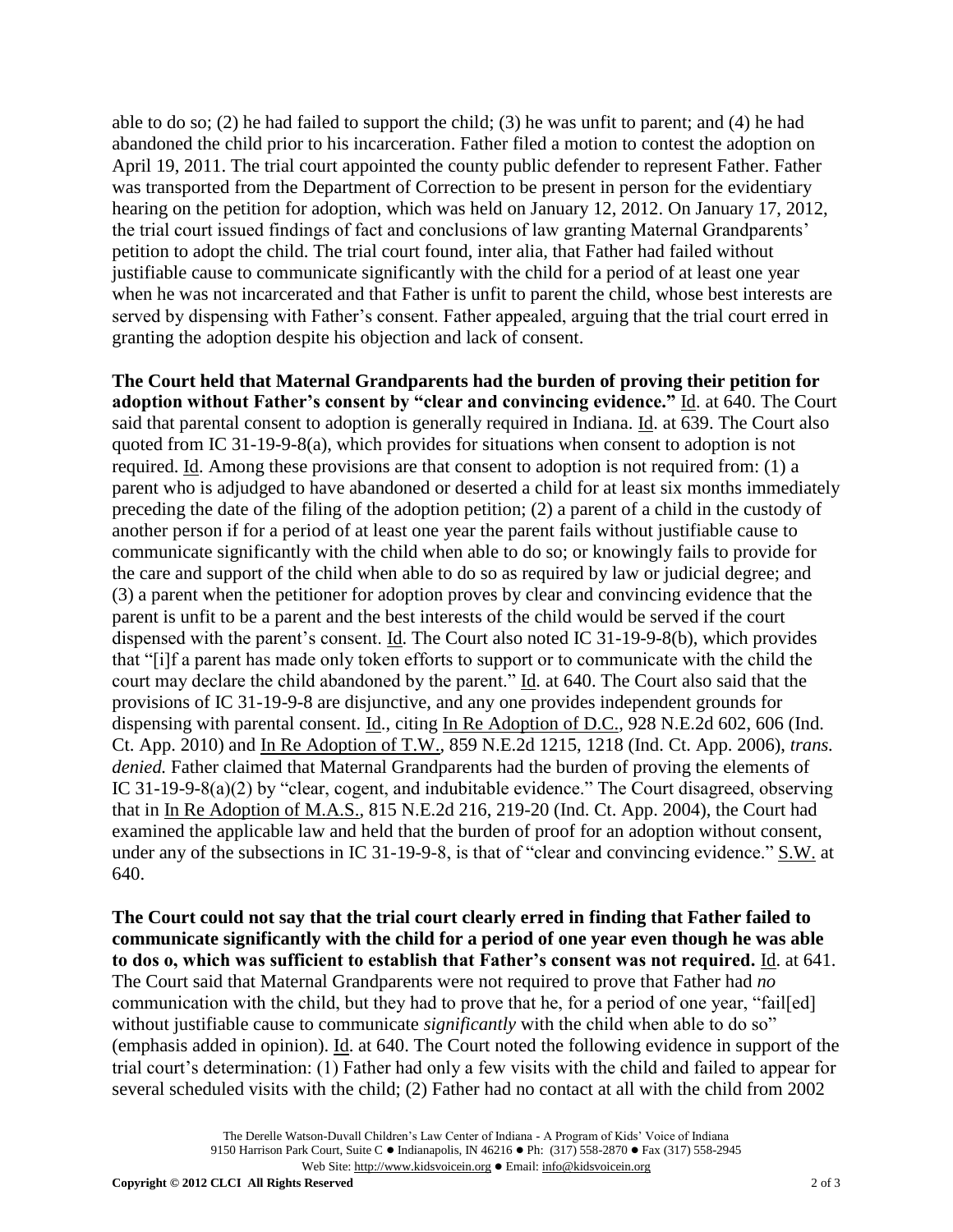able to do so; (2) he had failed to support the child; (3) he was unfit to parent; and (4) he had abandoned the child prior to his incarceration. Father filed a motion to contest the adoption on April 19, 2011. The trial court appointed the county public defender to represent Father. Father was transported from the Department of Correction to be present in person for the evidentiary hearing on the petition for adoption, which was held on January 12, 2012. On January 17, 2012, the trial court issued findings of fact and conclusions of law granting Maternal Grandparents' petition to adopt the child. The trial court found, inter alia, that Father had failed without justifiable cause to communicate significantly with the child for a period of at least one year when he was not incarcerated and that Father is unfit to parent the child, whose best interests are served by dispensing with Father's consent. Father appealed, arguing that the trial court erred in granting the adoption despite his objection and lack of consent.

**The Court held that Maternal Grandparents had the burden of proving their petition for adoption without Father's consent by "clear and convincing evidence."** Id. at 640. The Court said that parental consent to adoption is generally required in Indiana. Id. at 639. The Court also quoted from IC 31-19-9-8(a), which provides for situations when consent to adoption is not required. Id. Among these provisions are that consent to adoption is not required from: (1) a parent who is adjudged to have abandoned or deserted a child for at least six months immediately preceding the date of the filing of the adoption petition; (2) a parent of a child in the custody of another person if for a period of at least one year the parent fails without justifiable cause to communicate significantly with the child when able to do so; or knowingly fails to provide for the care and support of the child when able to do so as required by law or judicial degree; and (3) a parent when the petitioner for adoption proves by clear and convincing evidence that the parent is unfit to be a parent and the best interests of the child would be served if the court dispensed with the parent's consent. Id. The Court also noted IC 31-19-9-8(b), which provides that "[i]f a parent has made only token efforts to support or to communicate with the child the court may declare the child abandoned by the parent." Id. at 640. The Court also said that the provisions of IC 31-19-9-8 are disjunctive, and any one provides independent grounds for dispensing with parental consent. Id., citing In Re Adoption of D.C., 928 N.E.2d 602, 606 (Ind. Ct. App. 2010) and In Re Adoption of T.W., 859 N.E.2d 1215, 1218 (Ind. Ct. App. 2006), *trans. denied.* Father claimed that Maternal Grandparents had the burden of proving the elements of IC 31-19-9-8(a)(2) by "clear, cogent, and indubitable evidence." The Court disagreed, observing that in In Re Adoption of M.A.S., 815 N.E.2d 216, 219-20 (Ind. Ct. App. 2004), the Court had examined the applicable law and held that the burden of proof for an adoption without consent, under any of the subsections in IC 31-19-9-8, is that of "clear and convincing evidence." S.W. at 640.

**The Court could not say that the trial court clearly erred in finding that Father failed to communicate significantly with the child for a period of one year even though he was able to dos o, which was sufficient to establish that Father's consent was not required.** Id. at 641. The Court said that Maternal Grandparents were not required to prove that Father had *no* communication with the child, but they had to prove that he, for a period of one year, "fail[ed] without justifiable cause to communicate *significantly* with the child when able to do so" (emphasis added in opinion). Id. at 640. The Court noted the following evidence in support of the trial court's determination: (1) Father had only a few visits with the child and failed to appear for several scheduled visits with the child; (2) Father had no contact at all with the child from 2002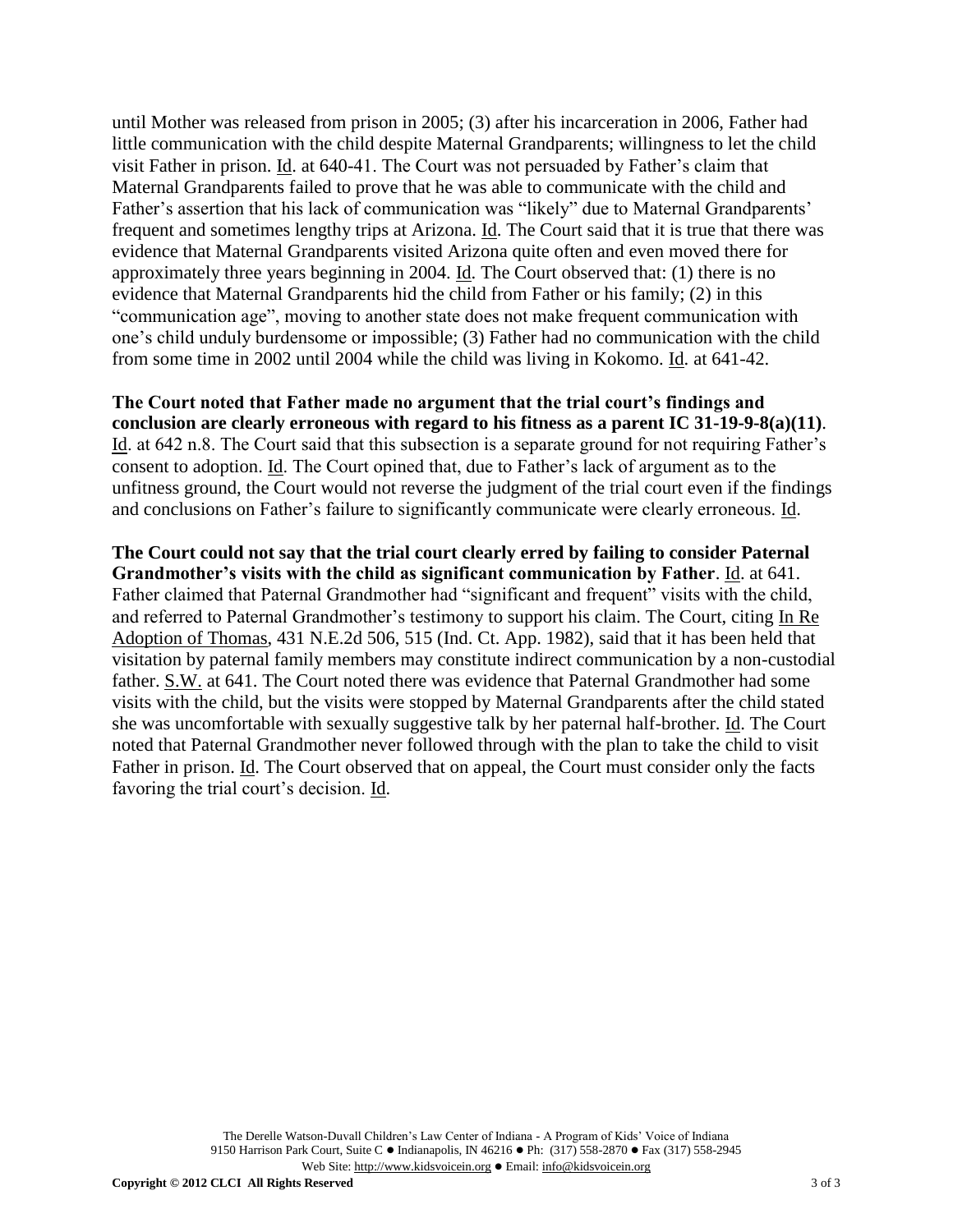until Mother was released from prison in 2005; (3) after his incarceration in 2006, Father had little communication with the child despite Maternal Grandparents; willingness to let the child visit Father in prison. Id. at 640-41. The Court was not persuaded by Father's claim that Maternal Grandparents failed to prove that he was able to communicate with the child and Father's assertion that his lack of communication was "likely" due to Maternal Grandparents' frequent and sometimes lengthy trips at Arizona. Id. The Court said that it is true that there was evidence that Maternal Grandparents visited Arizona quite often and even moved there for approximately three years beginning in 2004. Id. The Court observed that: (1) there is no evidence that Maternal Grandparents hid the child from Father or his family; (2) in this "communication age", moving to another state does not make frequent communication with one's child unduly burdensome or impossible; (3) Father had no communication with the child from some time in 2002 until 2004 while the child was living in Kokomo. Id. at 641-42.

**The Court noted that Father made no argument that the trial court's findings and conclusion are clearly erroneous with regard to his fitness as a parent IC 31-19-9-8(a)(11)**. Id. at 642 n.8. The Court said that this subsection is a separate ground for not requiring Father's consent to adoption. Id. The Court opined that, due to Father's lack of argument as to the unfitness ground, the Court would not reverse the judgment of the trial court even if the findings and conclusions on Father's failure to significantly communicate were clearly erroneous. Id.

**The Court could not say that the trial court clearly erred by failing to consider Paternal Grandmother's visits with the child as significant communication by Father**. Id. at 641. Father claimed that Paternal Grandmother had "significant and frequent" visits with the child, and referred to Paternal Grandmother's testimony to support his claim. The Court, citing In Re Adoption of Thomas, 431 N.E.2d 506, 515 (Ind. Ct. App. 1982), said that it has been held that visitation by paternal family members may constitute indirect communication by a non-custodial father. S.W. at 641. The Court noted there was evidence that Paternal Grandmother had some visits with the child, but the visits were stopped by Maternal Grandparents after the child stated she was uncomfortable with sexually suggestive talk by her paternal half-brother. Id. The Court noted that Paternal Grandmother never followed through with the plan to take the child to visit Father in prison. Id. The Court observed that on appeal, the Court must consider only the facts favoring the trial court's decision. Id.